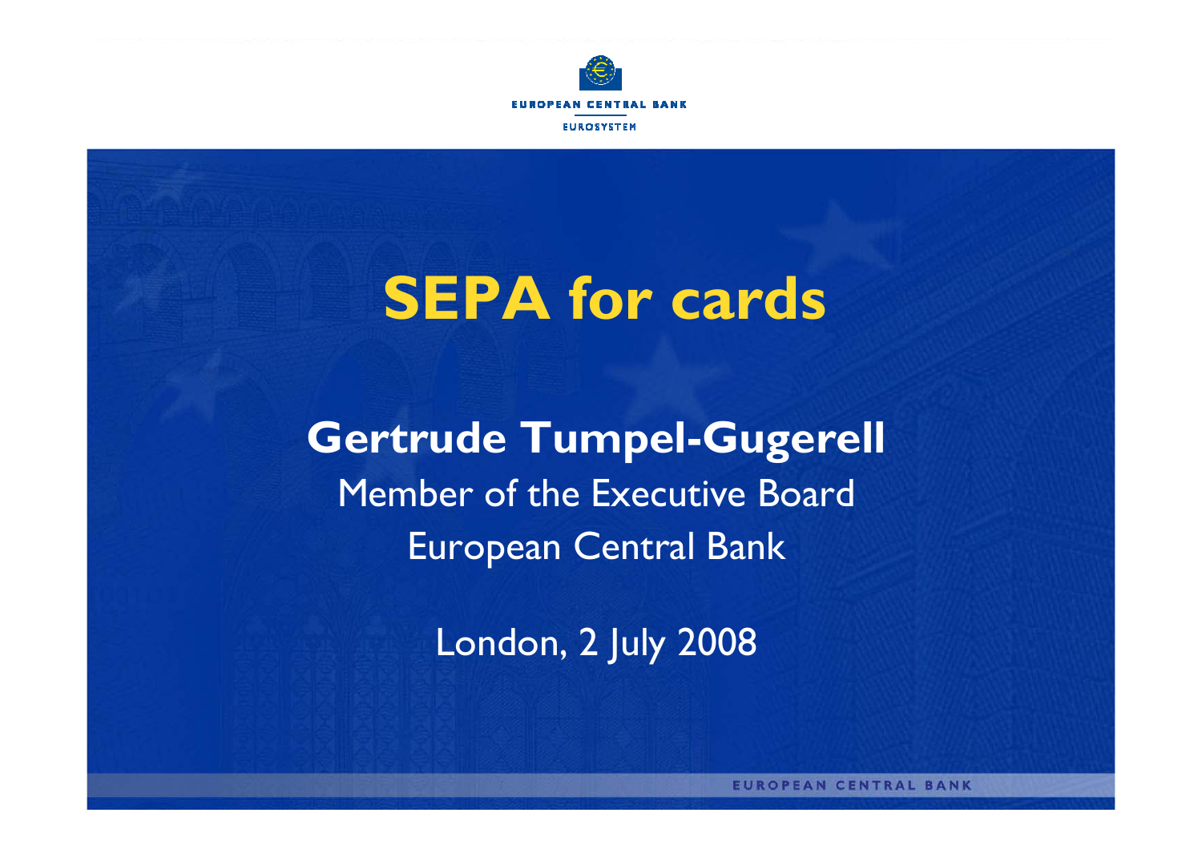# SEPA for cards

**Gertrude Tumpel-Gugerell**

Member of the Executive Board

European Central Bank

London, 2 July 2008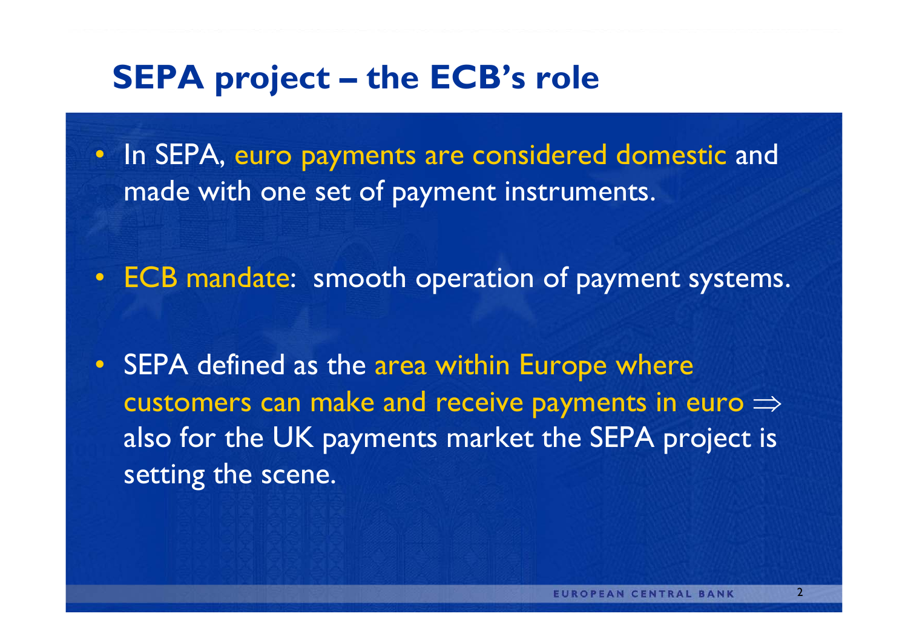# SEPA project – the ECB's role

- In SEPA, euro payments are considered domestic and made with one set of payment instruments.
- ECB mandate: smooth operation of payment systems.
- SEPA defined as the area within Europe where customers can make and receive payments in euro $\Rightarrow$ also for the UK payments market the SEPA project is setting the scene.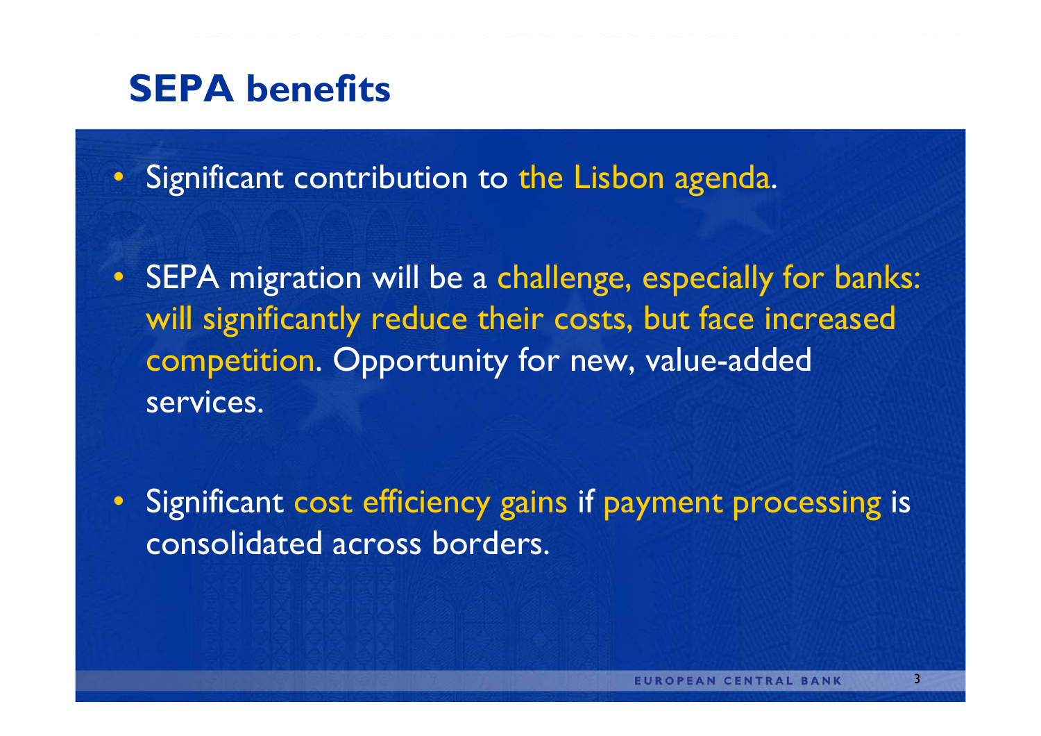# SEPA benefits

- Significant contribution to the Lisbon agenda.
- SEPA migration will be a challenge, especially for banks: will significantly reduce their costs, but face increased competition. Opportunity for new, value-added services.
- Significant cost efficiency gains if payment processing is consolidated across borders.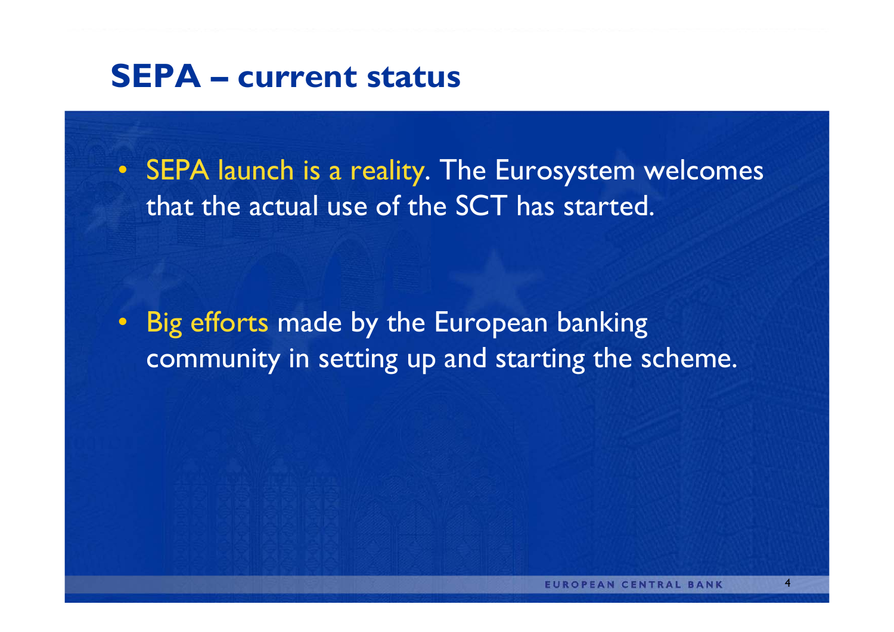# SEPA – current status

- SEPA launch is a reality. The Eurosystem welcomes that the actual use of the SCT has started.

- Big efforts made by the European banking community in setting up and starting the scheme.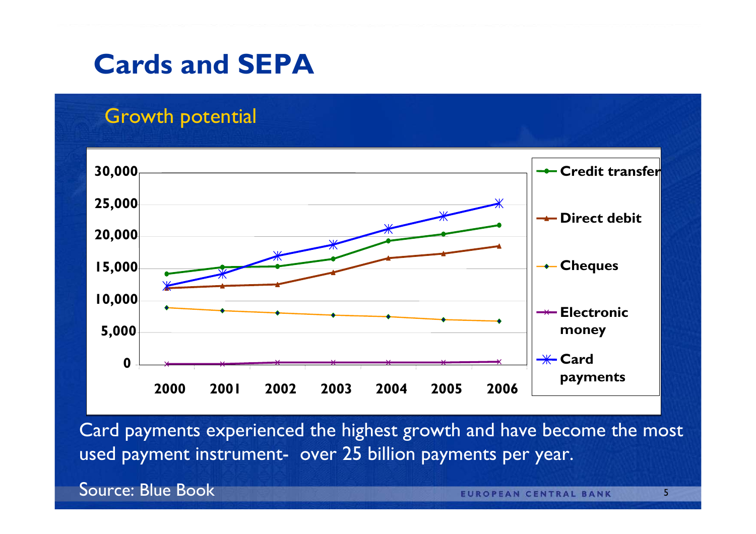# Cards and SEPA

## Growth potential

Card payments experienced the highest growth and have become the most used payment instrument- over 25 billion payments per year.

Source: Blue Book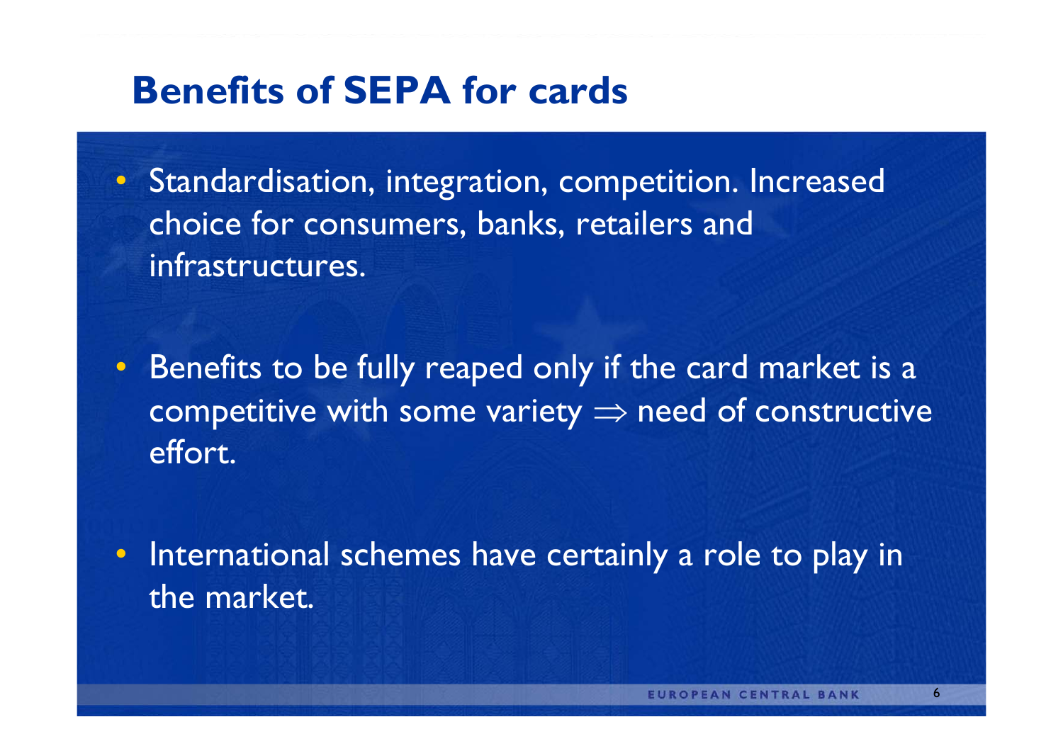# Benefits of SEPA for cards

- Standardisation, integration, competition. Increased choice for consumers, banks, retailers and infrastructures.
- Benefits to be fully reaped only if the card market is a competitive with some variety $\Rightarrow$ need of constructive effort.
- International schemes have certainly a role to play in the market.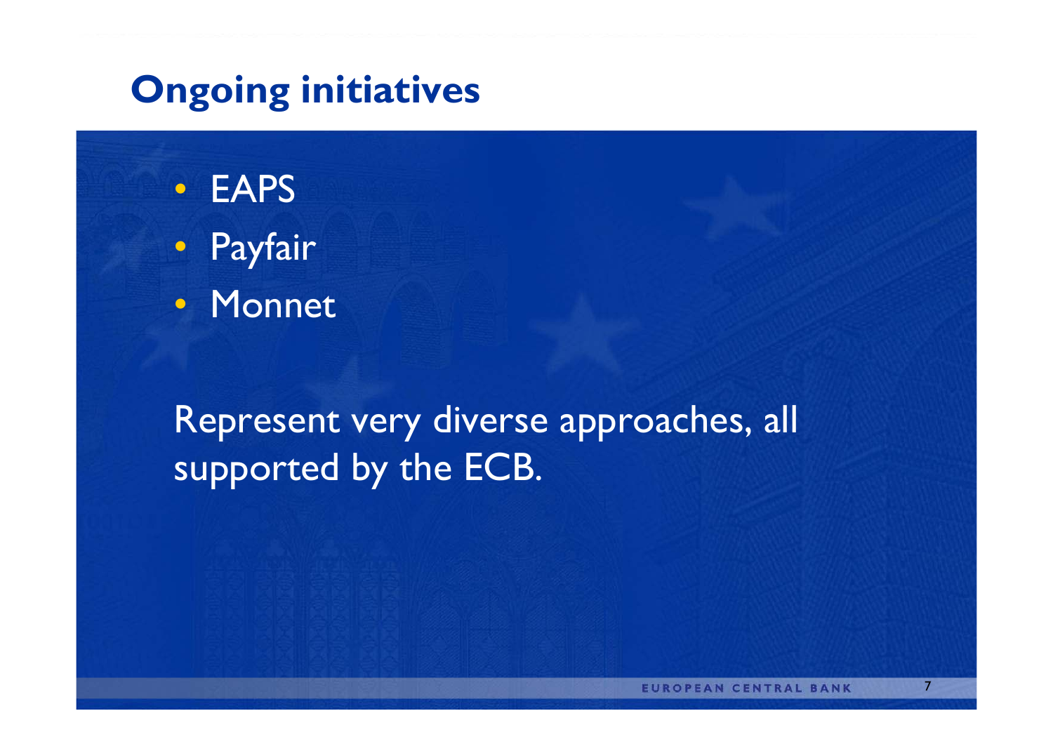# Ongoing initiatives

- EAPS
- Payfair
- Monnet

Represent very diverse approaches, all supported by the ECB.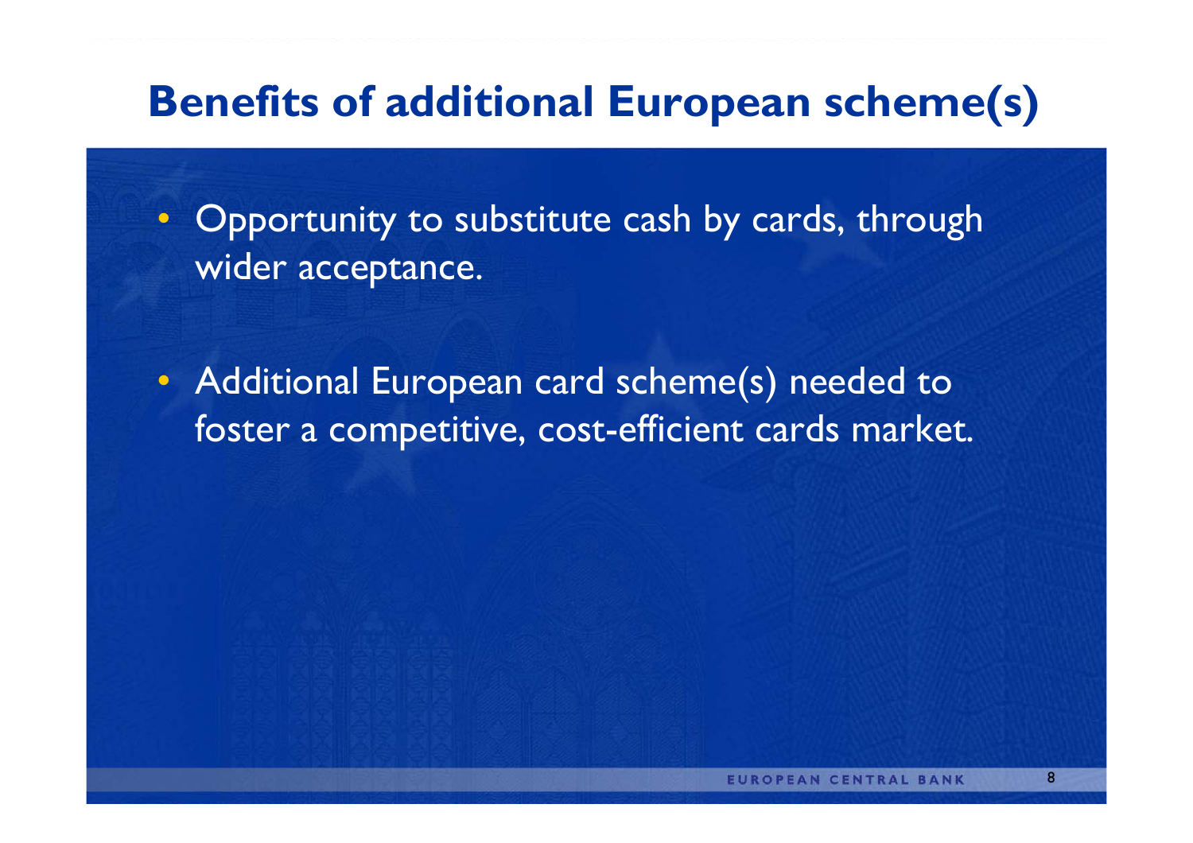# Benefits of additional European scheme(s)

- Opportunity to substitute cash by cards, through wider acceptance.
- Additional European card scheme(s) needed to foster a competitive, cost-efficient cards market.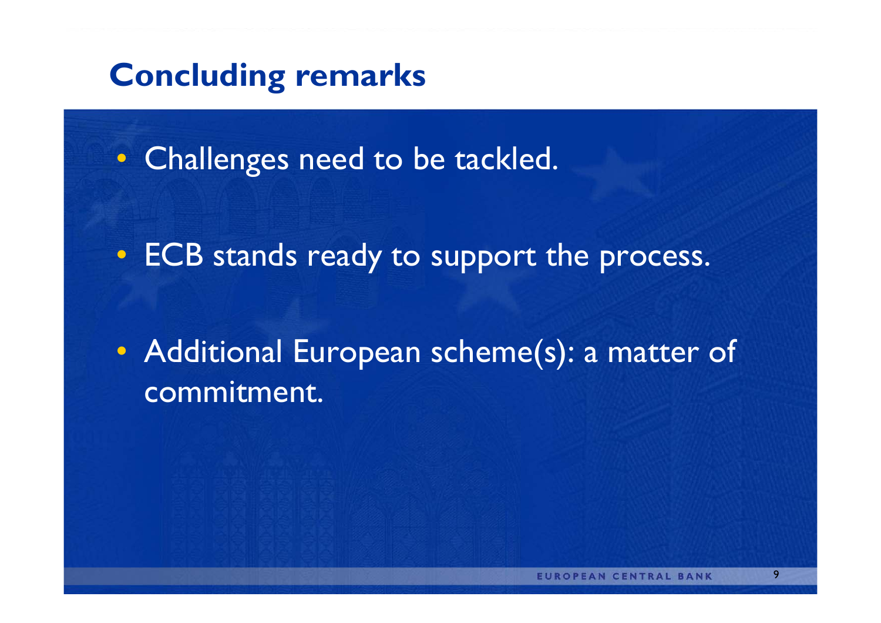## Concluding remarks

- Challenges need to be tackled.
- ECB stands ready to support the process.
- Additional European scheme(s): a matter of commitment.